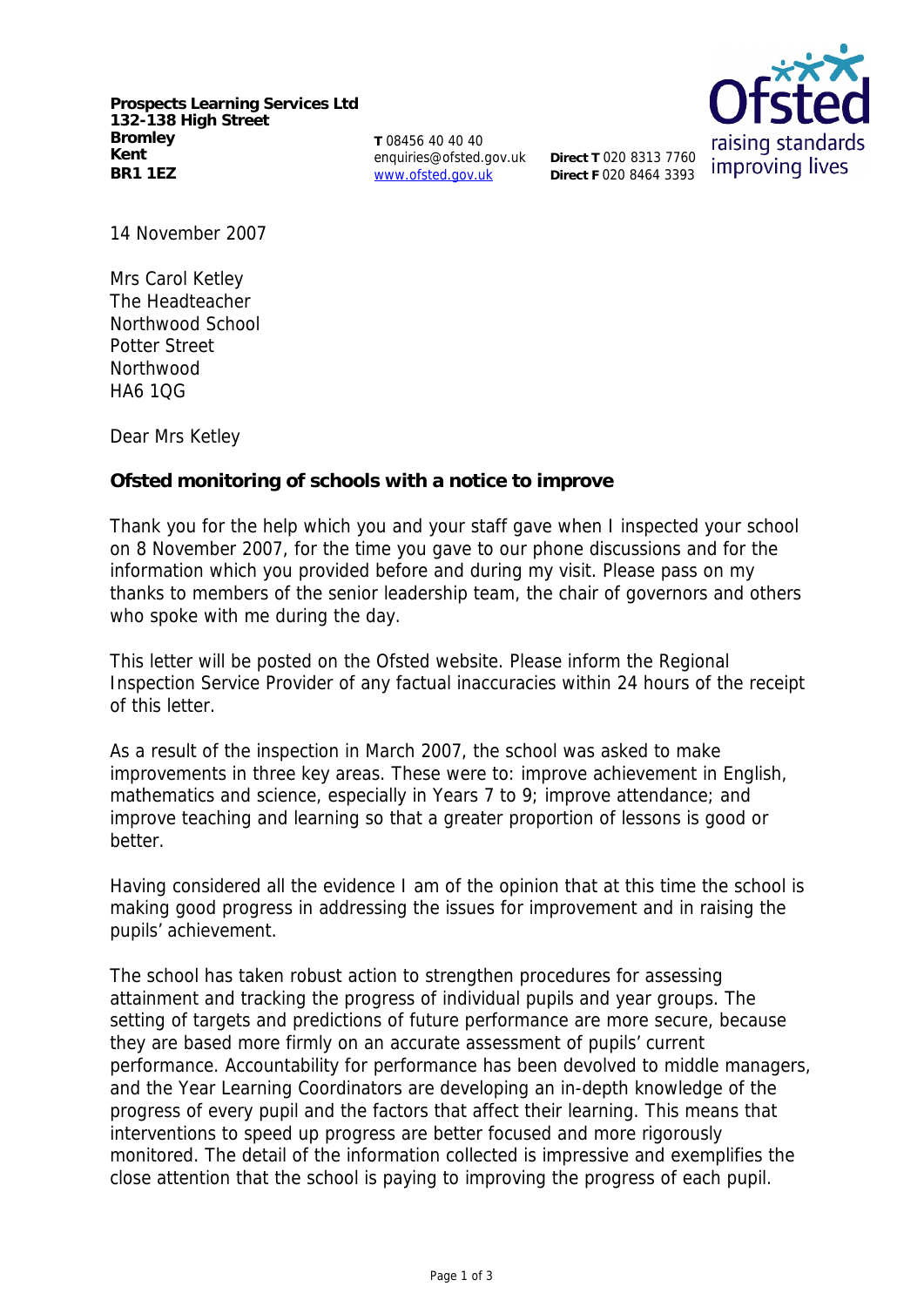**Prospects Learning Services Ltd**
**132-138 High Street**
**Bromley**
**Kent**
**BR1 1EZ**

**T** 08456 40 40 40
enquiries@ofsted.gov.uk
www.ofsted.gov.uk

**Direct T** 020 8313 7760
**Direct F** 020 8464 3393

14 November 2007

Mrs Carol Ketley
The Headteacher
Northwood School
Potter Street
Northwood
HA6 1QG

Dear Mrs Ketley

**Ofsted monitoring of schools with a notice to improve**

Thank you for the help which you and your staff gave when I inspected your school on 8 November 2007, for the time you gave to our phone discussions and for the information which you provided before and during my visit. Please pass on my thanks to members of the senior leadership team, the chair of governors and others who spoke with me during the day.

This letter will be posted on the Ofsted website. Please inform the Regional Inspection Service Provider of any factual inaccuracies within 24 hours of the receipt of this letter.

As a result of the inspection in March 2007, the school was asked to make improvements in three key areas. These were to: improve achievement in English, mathematics and science, especially in Years 7 to 9; improve attendance; and improve teaching and learning so that a greater proportion of lessons is good or better.

Having considered all the evidence I am of the opinion that at this time the school is making good progress in addressing the issues for improvement and in raising the pupils' achievement.

The school has taken robust action to strengthen procedures for assessing attainment and tracking the progress of individual pupils and year groups. The setting of targets and predictions of future performance are more secure, because they are based more firmly on an accurate assessment of pupils' current performance. Accountability for performance has been devolved to middle managers, and the Year Learning Coordinators are developing an in-depth knowledge of the progress of every pupil and the factors that affect their learning. This means that interventions to speed up progress are better focused and more rigorously monitored. The detail of the information collected is impressive and exemplifies the close attention that the school is paying to improving the progress of each pupil.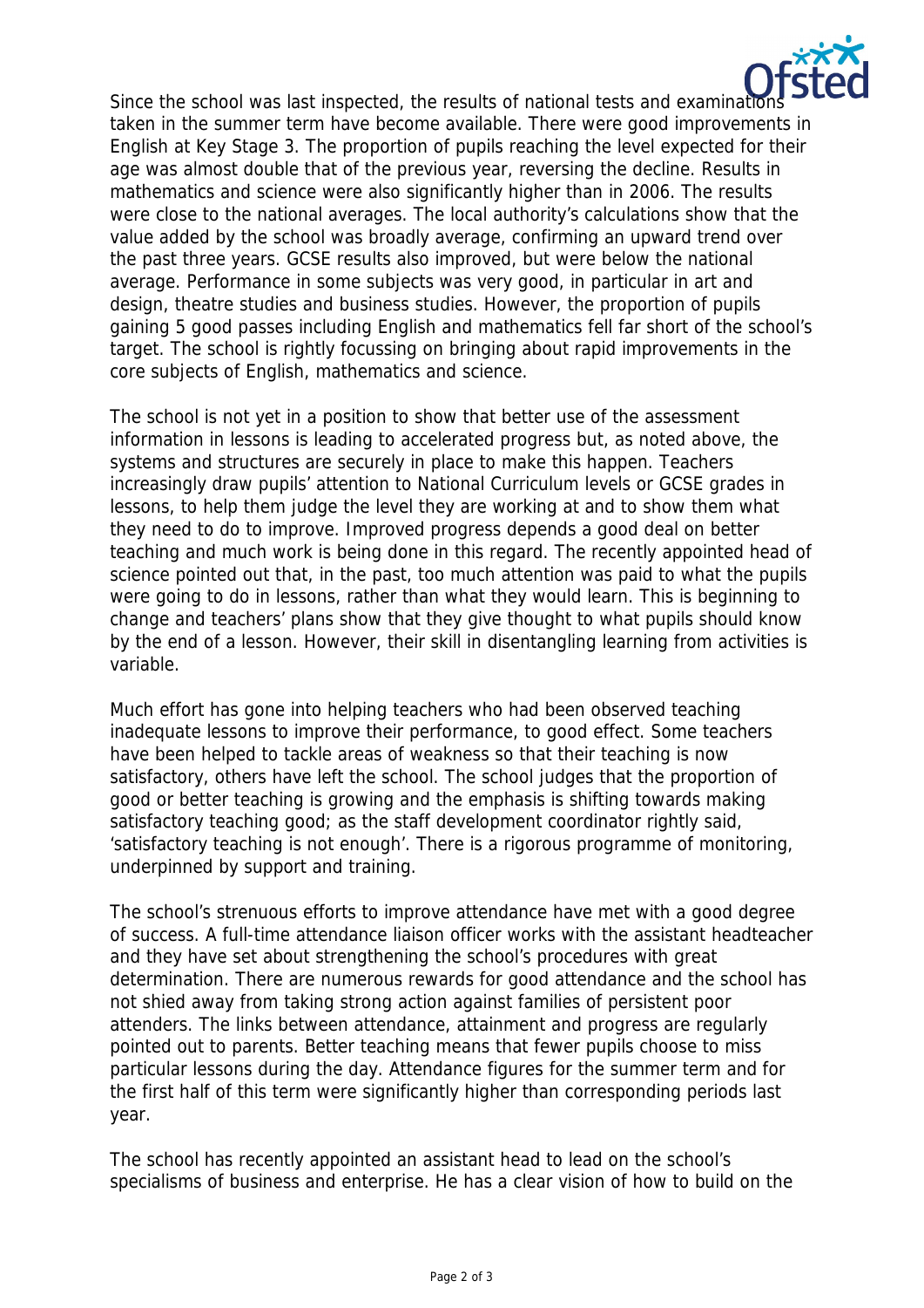Since the school was last inspected, the results of national tests and examinations taken in the summer term have become available. There were good improvements in English at Key Stage 3. The proportion of pupils reaching the level expected for their age was almost double that of the previous year, reversing the decline. Results in mathematics and science were also significantly higher than in 2006. The results were close to the national averages. The local authority's calculations show that the value added by the school was broadly average, confirming an upward trend over the past three years. GCSE results also improved, but were below the national average. Performance in some subjects was very good, in particular in art and design, theatre studies and business studies. However, the proportion of pupils gaining 5 good passes including English and mathematics fell far short of the school's target. The school is rightly focussing on bringing about rapid improvements in the core subjects of English, mathematics and science.

The school is not yet in a position to show that better use of the assessment information in lessons is leading to accelerated progress but, as noted above, the systems and structures are securely in place to make this happen. Teachers increasingly draw pupils' attention to National Curriculum levels or GCSE grades in lessons, to help them judge the level they are working at and to show them what they need to do to improve. Improved progress depends a good deal on better teaching and much work is being done in this regard. The recently appointed head of science pointed out that, in the past, too much attention was paid to what the pupils were going to do in lessons, rather than what they would learn. This is beginning to change and teachers' plans show that they give thought to what pupils should know by the end of a lesson. However, their skill in disentangling learning from activities is variable.

Much effort has gone into helping teachers who had been observed teaching inadequate lessons to improve their performance, to good effect. Some teachers have been helped to tackle areas of weakness so that their teaching is now satisfactory, others have left the school. The school judges that the proportion of good or better teaching is growing and the emphasis is shifting towards making satisfactory teaching good; as the staff development coordinator rightly said, 'satisfactory teaching is not enough'. There is a rigorous programme of monitoring, underpinned by support and training.

The school's strenuous efforts to improve attendance have met with a good degree of success. A full-time attendance liaison officer works with the assistant headteacher and they have set about strengthening the school's procedures with great determination. There are numerous rewards for good attendance and the school has not shied away from taking strong action against families of persistent poor attenders. The links between attendance, attainment and progress are regularly pointed out to parents. Better teaching means that fewer pupils choose to miss particular lessons during the day. Attendance figures for the summer term and for the first half of this term were significantly higher than corresponding periods last year.

The school has recently appointed an assistant head to lead on the school's specialisms of business and enterprise. He has a clear vision of how to build on the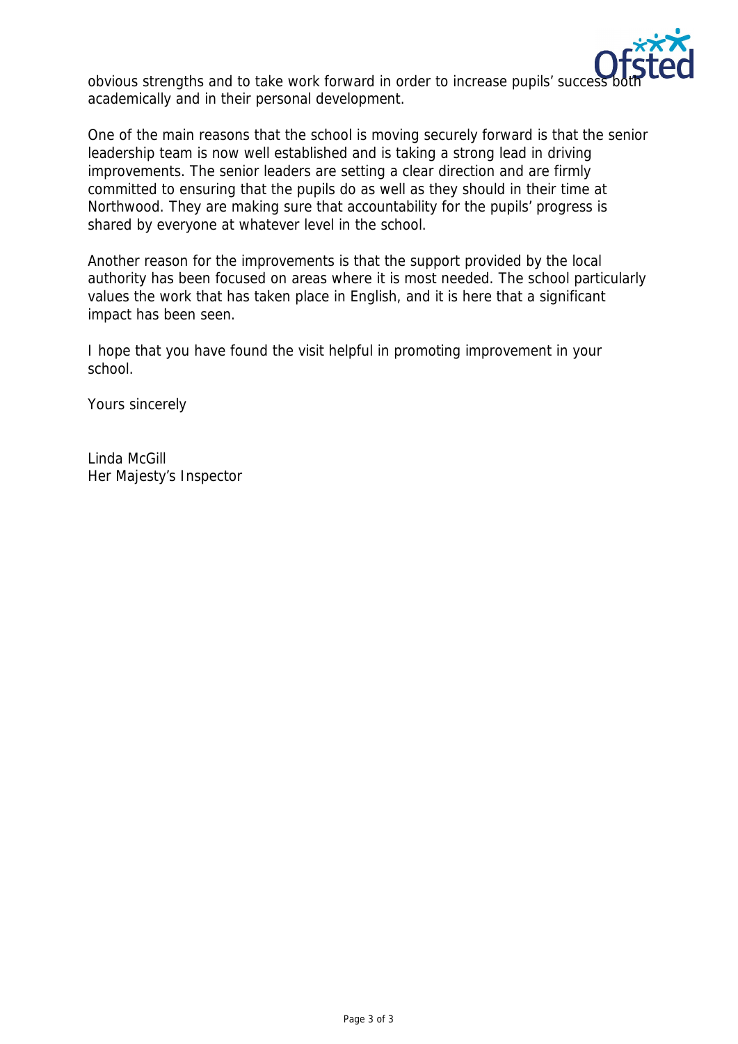obvious strengths and to take work forward in order to increase pupils' success both academically and in their personal development.

One of the main reasons that the school is moving securely forward is that the senior leadership team is now well established and is taking a strong lead in driving improvements. The senior leaders are setting a clear direction and are firmly committed to ensuring that the pupils do as well as they should in their time at Northwood. They are making sure that accountability for the pupils' progress is shared by everyone at whatever level in the school.

Another reason for the improvements is that the support provided by the local authority has been focused on areas where it is most needed. The school particularly values the work that has taken place in English, and it is here that a significant impact has been seen.

I hope that you have found the visit helpful in promoting improvement in your school.

Yours sincerely

Linda McGill
Her Majesty's Inspector